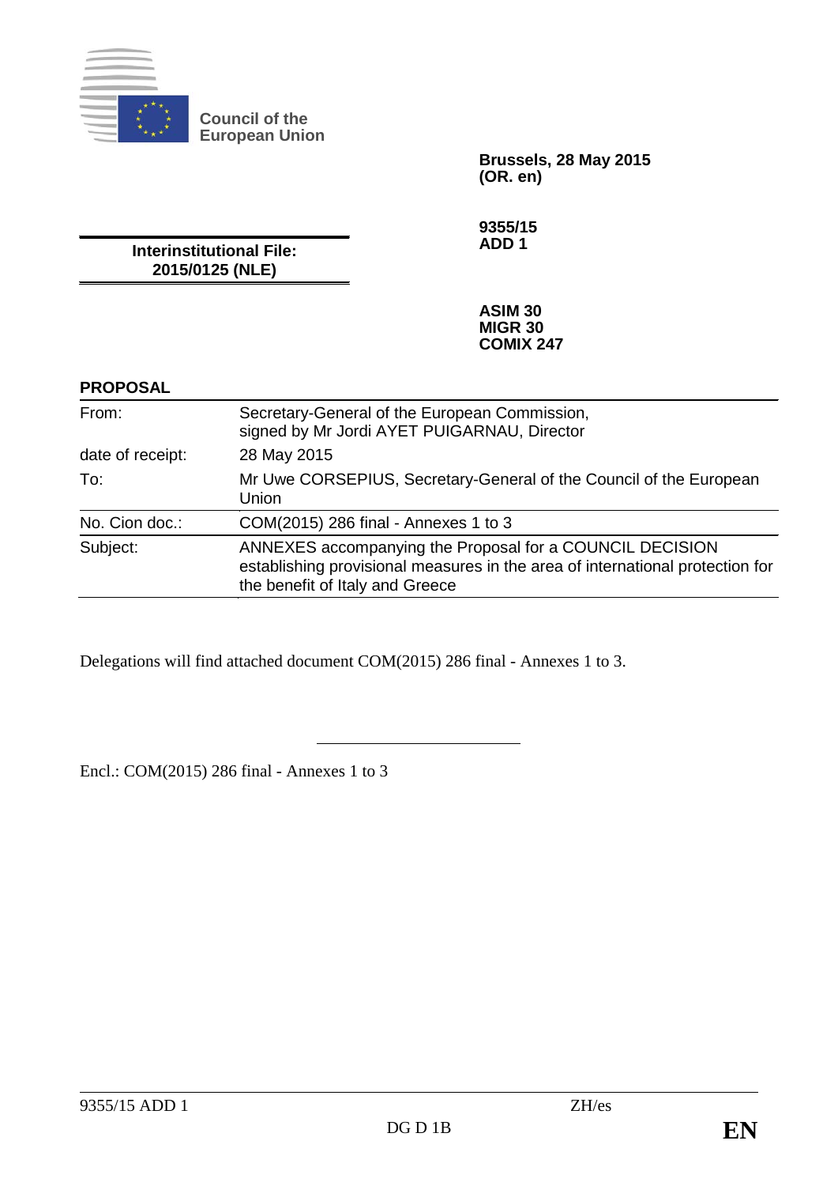**Council of the European Union**

**Brussels, 28 May 2015**
**(OR. en)**

**9355/15**
**ADD 1**

**Interinstitutional File:**
**2015/0125 (NLE)**

**ASIM 30**
**MIGR 30**
**COMIX 247**

**PROPOSAL**

| | |
|---|---|
| From: | Secretary-General of the European Commission, signed by Mr Jordi AYET PUIGARNAU, Director |
| date of receipt: | 28 May 2015 |
| To: | Mr Uwe CORSEPIUS, Secretary-General of the Council of the European Union |
| No. Cion doc.: | COM(2015) 286 final - Annexes 1 to 3 |
| Subject: | ANNEXES accompanying the Proposal for a COUNCIL DECISION establishing provisional measures in the area of international protection for the benefit of Italy and Greece |

Delegations will find attached document COM(2015) 286 final - Annexes 1 to 3.

Encl.: COM(2015) 286 final - Annexes 1 to 3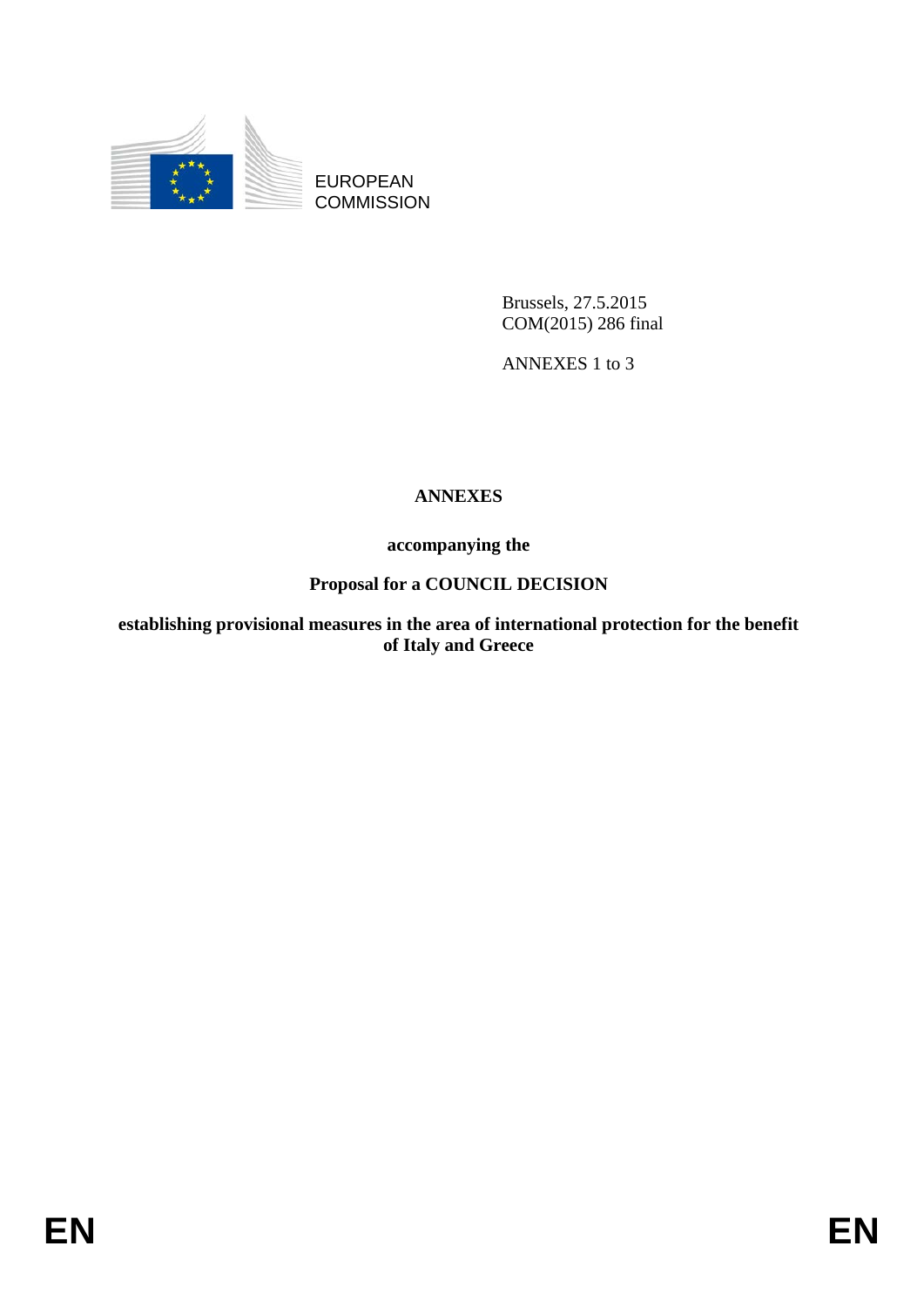EUROPEAN COMMISSION

Brussels, 27.5.2015
COM(2015) 286 final

ANNEXES 1 to 3

# ANNEXES

**accompanying the**

**Proposal for a COUNCIL DECISION**

**establishing provisional measures in the area of international protection for the benefit of Italy and Greece**

EN EN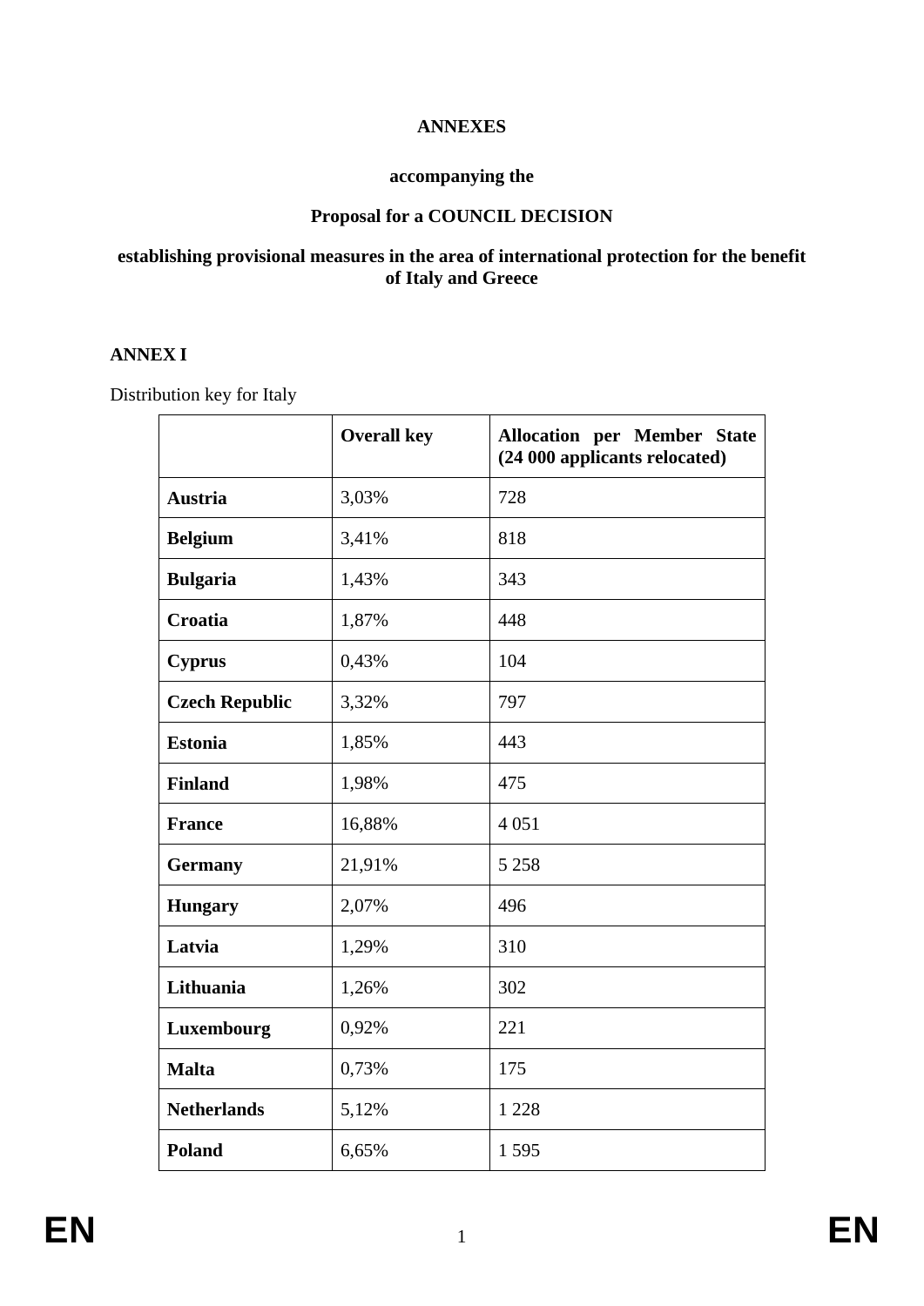**ANNEXES**

**accompanying the**

**Proposal for a COUNCIL DECISION**

**establishing provisional measures in the area of international protection for the benefit of Italy and Greece**

**ANNEX I**

Distribution key for Italy

| | **Overall key** | **Allocation per Member State (24 000 applicants relocated)** |
|---|---|---|
| **Austria** | 3,03% | 728 |
| **Belgium** | 3,41% | 818 |
| **Bulgaria** | 1,43% | 343 |
| **Croatia** | 1,87% | 448 |
| **Cyprus** | 0,43% | 104 |
| **Czech Republic** | 3,32% | 797 |
| **Estonia** | 1,85% | 443 |
| **Finland** | 1,98% | 475 |
| **France** | 16,88% | 4 051 |
| **Germany** | 21,91% | 5 258 |
| **Hungary** | 2,07% | 496 |
| **Latvia** | 1,29% | 310 |
| **Lithuania** | 1,26% | 302 |
| **Luxembourg** | 0,92% | 221 |
| **Malta** | 0,73% | 175 |
| **Netherlands** | 5,12% | 1 228 |
| **Poland** | 6,65% | 1 595 |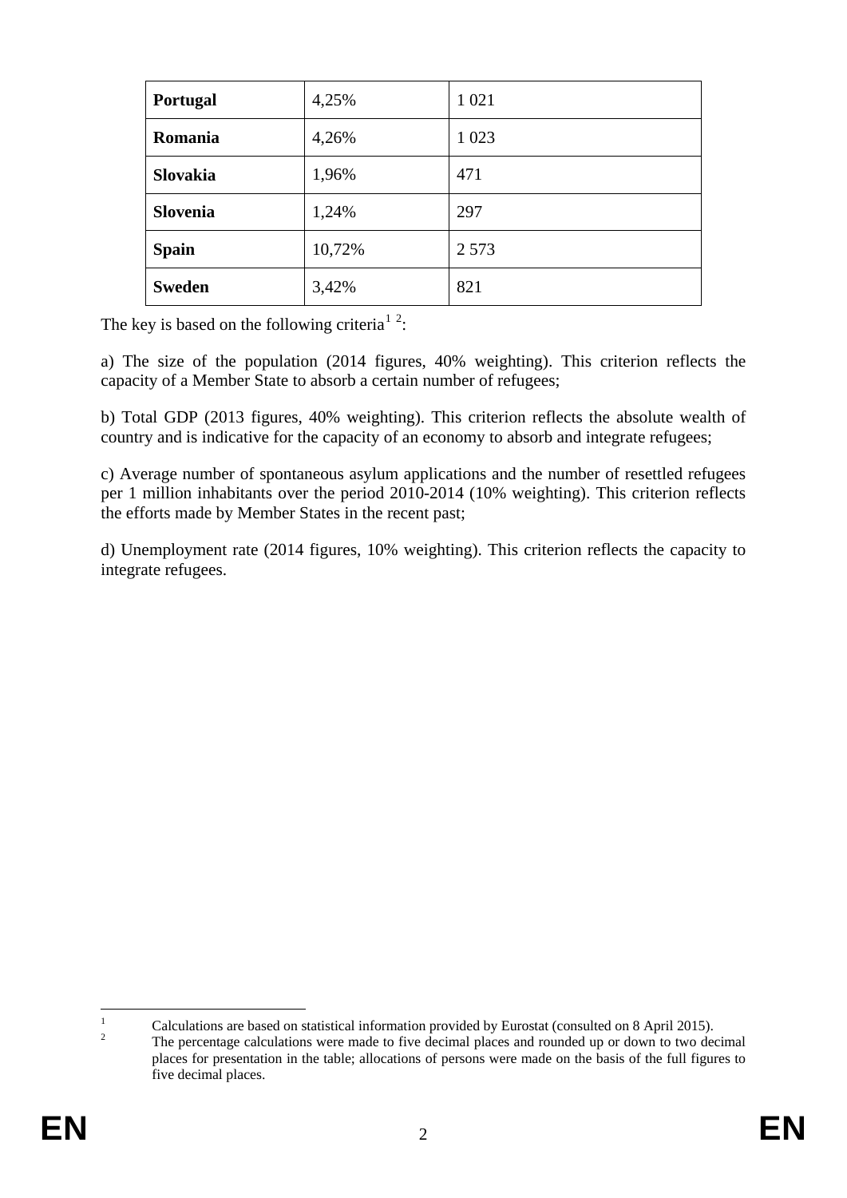| **Portugal** | 4,25% | 1 021 |
|---|---|---|
| **Romania** | 4,26% | 1 023 |
| **Slovakia** | 1,96% | 471 |
| **Slovenia** | 1,24% | 297 |
| **Spain** | 10,72% | 2 573 |
| **Sweden** | 3,42% | 821 |

The key is based on the following criteria[1] [2]:

a) The size of the population (2014 figures, 40% weighting). This criterion reflects the capacity of a Member State to absorb a certain number of refugees;

b) Total GDP (2013 figures, 40% weighting). This criterion reflects the absolute wealth of country and is indicative for the capacity of an economy to absorb and integrate refugees;

c) Average number of spontaneous asylum applications and the number of resettled refugees per 1 million inhabitants over the period 2010-2014 (10% weighting). This criterion reflects the efforts made by Member States in the recent past;

d) Unemployment rate (2014 figures, 10% weighting). This criterion reflects the capacity to integrate refugees.

---

[1] Calculations are based on statistical information provided by Eurostat (consulted on 8 April 2015).

[2] The percentage calculations were made to five decimal places and rounded up or down to two decimal places for presentation in the table; allocations of persons were made on the basis of the full figures to five decimal places.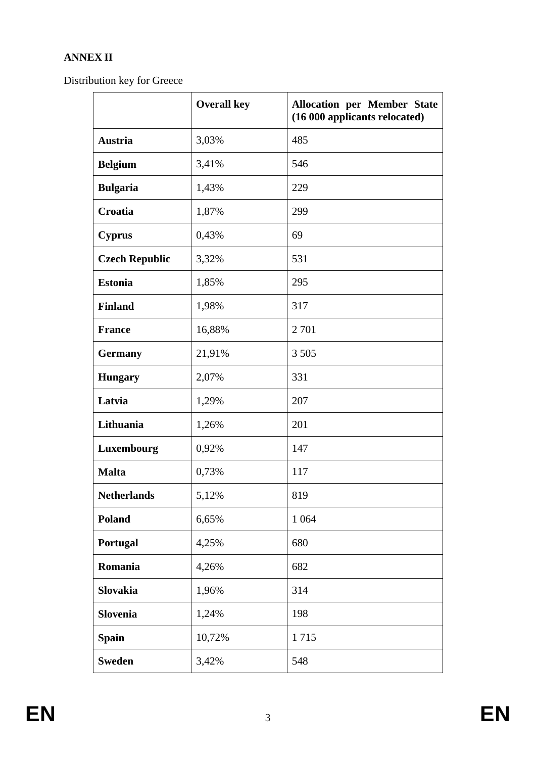**ANNEX II**

Distribution key for Greece

| | **Overall key** | **Allocation per Member State (16 000 applicants relocated)** |
|---|---|---|
| **Austria** | 3,03% | 485 |
| **Belgium** | 3,41% | 546 |
| **Bulgaria** | 1,43% | 229 |
| **Croatia** | 1,87% | 299 |
| **Cyprus** | 0,43% | 69 |
| **Czech Republic** | 3,32% | 531 |
| **Estonia** | 1,85% | 295 |
| **Finland** | 1,98% | 317 |
| **France** | 16,88% | 2 701 |
| **Germany** | 21,91% | 3 505 |
| **Hungary** | 2,07% | 331 |
| **Latvia** | 1,29% | 207 |
| **Lithuania** | 1,26% | 201 |
| **Luxembourg** | 0,92% | 147 |
| **Malta** | 0,73% | 117 |
| **Netherlands** | 5,12% | 819 |
| **Poland** | 6,65% | 1 064 |
| **Portugal** | 4,25% | 680 |
| **Romania** | 4,26% | 682 |
| **Slovakia** | 1,96% | 314 |
| **Slovenia** | 1,24% | 198 |
| **Spain** | 10,72% | 1 715 |
| **Sweden** | 3,42% | 548 |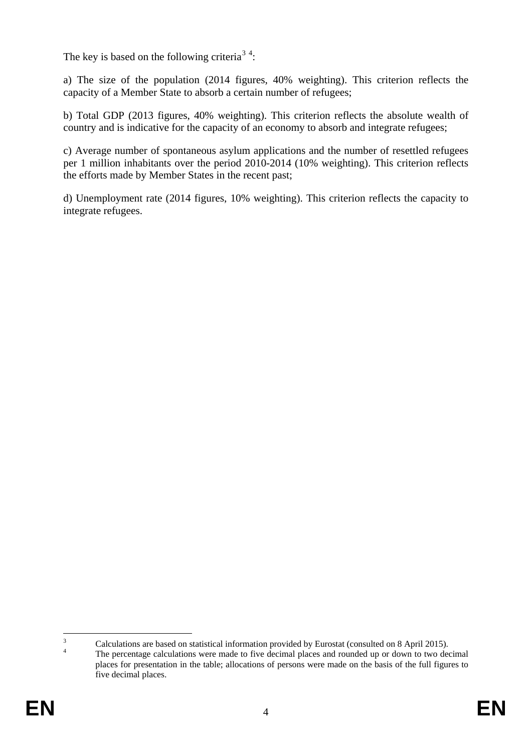The key is based on the following criteria[3] [4]:

a) The size of the population (2014 figures, 40% weighting). This criterion reflects the capacity of a Member State to absorb a certain number of refugees;

b) Total GDP (2013 figures, 40% weighting). This criterion reflects the absolute wealth of country and is indicative for the capacity of an economy to absorb and integrate refugees;

c) Average number of spontaneous asylum applications and the number of resettled refugees per 1 million inhabitants over the period 2010-2014 (10% weighting). This criterion reflects the efforts made by Member States in the recent past;

d) Unemployment rate (2014 figures, 10% weighting). This criterion reflects the capacity to integrate refugees.

---

[3] Calculations are based on statistical information provided by Eurostat (consulted on 8 April 2015).

[4] The percentage calculations were made to five decimal places and rounded up or down to two decimal places for presentation in the table; allocations of persons were made on the basis of the full figures to five decimal places.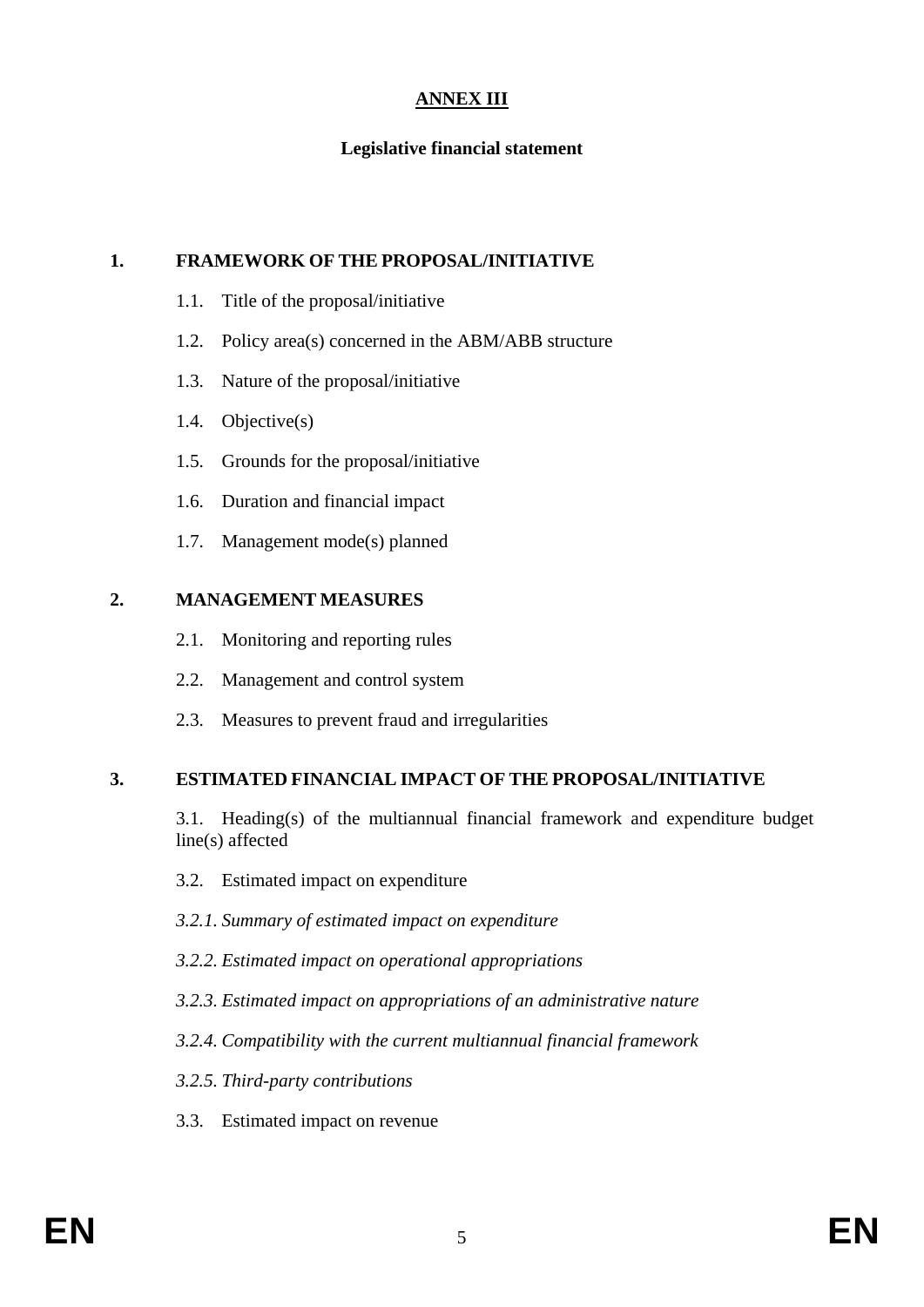# ANNEX III

## Legislative financial statement

**1. FRAMEWORK OF THE PROPOSAL/INITIATIVE**

1.1. Title of the proposal/initiative

1.2. Policy area(s) concerned in the ABM/ABB structure

1.3. Nature of the proposal/initiative

1.4. Objective(s)

1.5. Grounds for the proposal/initiative

1.6. Duration and financial impact

1.7. Management mode(s) planned

**2. MANAGEMENT MEASURES**

2.1. Monitoring and reporting rules

2.2. Management and control system

2.3. Measures to prevent fraud and irregularities

**3. ESTIMATED FINANCIAL IMPACT OF THE PROPOSAL/INITIATIVE**

3.1. Heading(s) of the multiannual financial framework and expenditure budget line(s) affected

3.2. Estimated impact on expenditure

*3.2.1. Summary of estimated impact on expenditure*

*3.2.2. Estimated impact on operational appropriations*

*3.2.3. Estimated impact on appropriations of an administrative nature*

*3.2.4. Compatibility with the current multiannual financial framework*

*3.2.5. Third-party contributions*

3.3. Estimated impact on revenue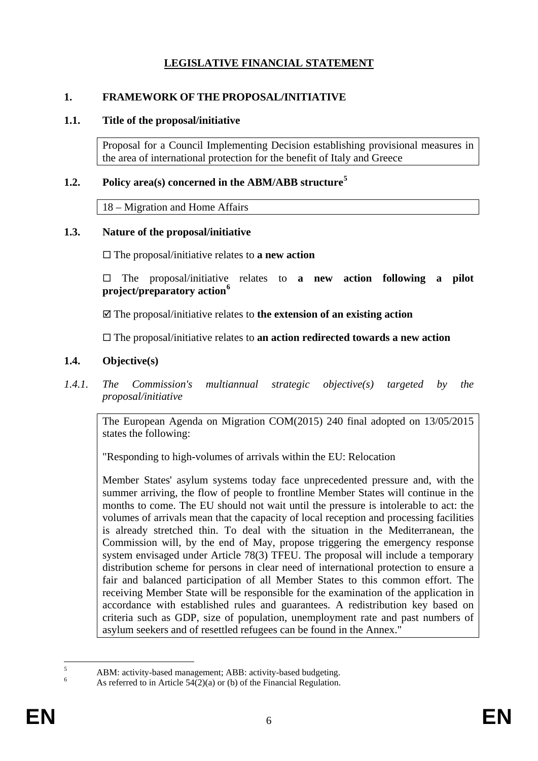# LEGISLATIVE FINANCIAL STATEMENT

## 1. FRAMEWORK OF THE PROPOSAL/INITIATIVE

### 1.1. Title of the proposal/initiative

Proposal for a Council Implementing Decision establishing provisional measures in the area of international protection for the benefit of Italy and Greece

### 1.2. Policy area(s) concerned in the ABM/ABB structure[5]

18 – Migration and Home Affairs

### 1.3. Nature of the proposal/initiative

☐ The proposal/initiative relates to **a new action**

☐ The proposal/initiative relates to **a new action following a pilot project/preparatory action**[6]

☑ The proposal/initiative relates to **the extension of an existing action**

☐ The proposal/initiative relates to **an action redirected towards a new action**

### 1.4. Objective(s)

*1.4.1. The Commission's multiannual strategic objective(s) targeted by the proposal/initiative*

The European Agenda on Migration COM(2015) 240 final adopted on 13/05/2015 states the following:

"Responding to high-volumes of arrivals within the EU: Relocation

Member States' asylum systems today face unprecedented pressure and, with the summer arriving, the flow of people to frontline Member States will continue in the months to come. The EU should not wait until the pressure is intolerable to act: the volumes of arrivals mean that the capacity of local reception and processing facilities is already stretched thin. To deal with the situation in the Mediterranean, the Commission will, by the end of May, propose triggering the emergency response system envisaged under Article 78(3) TFEU. The proposal will include a temporary distribution scheme for persons in clear need of international protection to ensure a fair and balanced participation of all Member States to this common effort. The receiving Member State will be responsible for the examination of the application in accordance with established rules and guarantees. A redistribution key based on criteria such as GDP, size of population, unemployment rate and past numbers of asylum seekers and of resettled refugees can be found in the Annex."

---

[5] ABM: activity-based management; ABB: activity-based budgeting.

[6] As referred to in Article 54(2)(a) or (b) of the Financial Regulation.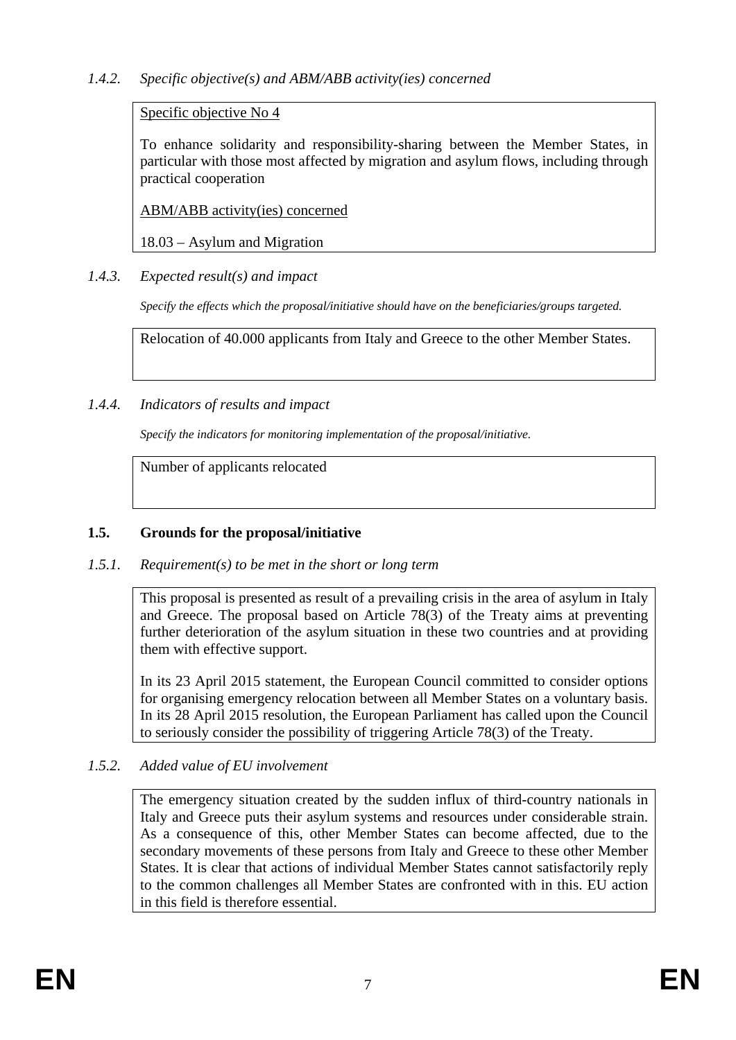#### *1.4.2. Specific objective(s) and ABM/ABB activity(ies) concerned*

Specific objective No 4

To enhance solidarity and responsibility-sharing between the Member States, in particular with those most affected by migration and asylum flows, including through practical cooperation

ABM/ABB activity(ies) concerned

18.03 – Asylum and Migration

#### *1.4.3. Expected result(s) and impact*

*Specify the effects which the proposal/initiative should have on the beneficiaries/groups targeted.*

Relocation of 40.000 applicants from Italy and Greece to the other Member States.

#### *1.4.4. Indicators of results and impact*

*Specify the indicators for monitoring implementation of the proposal/initiative.*

Number of applicants relocated

### **1.5. Grounds for the proposal/initiative**

#### *1.5.1. Requirement(s) to be met in the short or long term*

This proposal is presented as result of a prevailing crisis in the area of asylum in Italy and Greece. The proposal based on Article 78(3) of the Treaty aims at preventing further deterioration of the asylum situation in these two countries and at providing them with effective support.

In its 23 April 2015 statement, the European Council committed to consider options for organising emergency relocation between all Member States on a voluntary basis. In its 28 April 2015 resolution, the European Parliament has called upon the Council to seriously consider the possibility of triggering Article 78(3) of the Treaty.

#### *1.5.2. Added value of EU involvement*

The emergency situation created by the sudden influx of third-country nationals in Italy and Greece puts their asylum systems and resources under considerable strain. As a consequence of this, other Member States can become affected, due to the secondary movements of these persons from Italy and Greece to these other Member States. It is clear that actions of individual Member States cannot satisfactorily reply to the common challenges all Member States are confronted with in this. EU action in this field is therefore essential.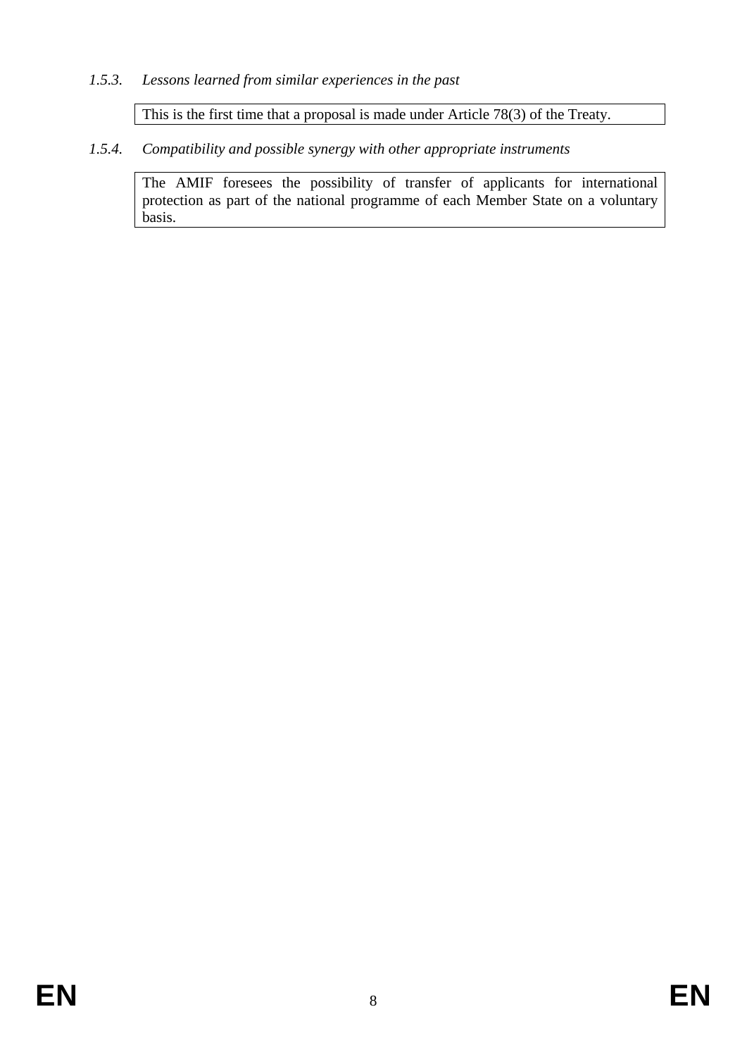*1.5.3. Lessons learned from similar experiences in the past*

This is the first time that a proposal is made under Article 78(3) of the Treaty.

*1.5.4. Compatibility and possible synergy with other appropriate instruments*

The AMIF foresees the possibility of transfer of applicants for international protection as part of the national programme of each Member State on a voluntary basis.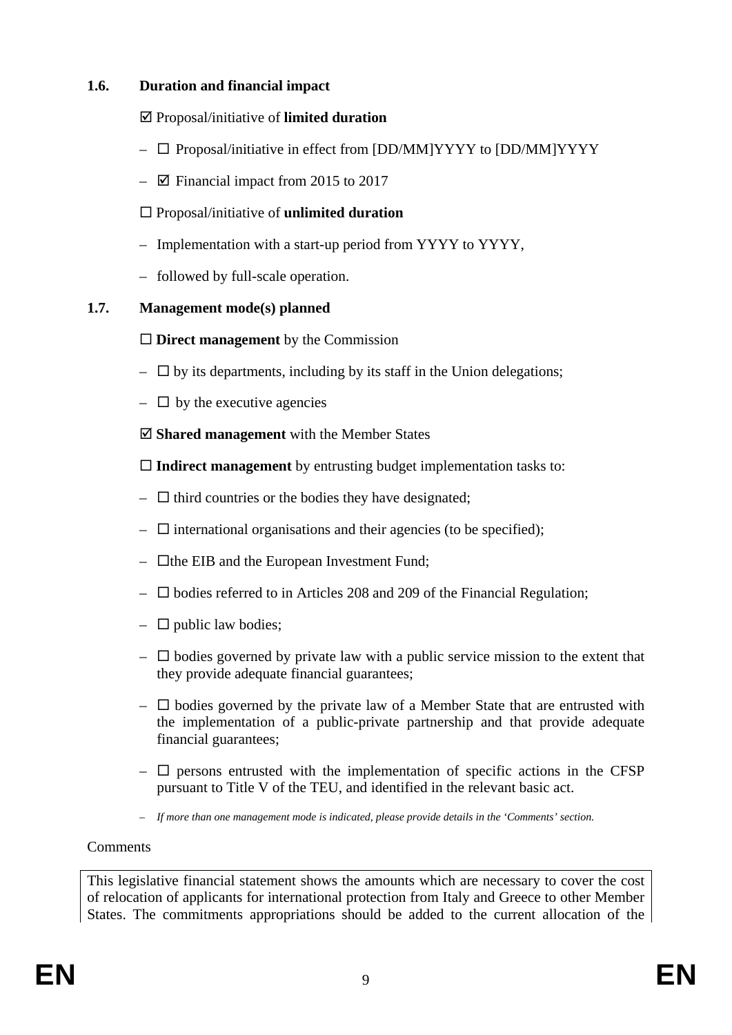### 1.6. Duration and financial impact

☑ Proposal/initiative of **limited duration**

- ☐ Proposal/initiative in effect from [DD/MM]YYYY to [DD/MM]YYYY
- ☑ Financial impact from 2015 to 2017

☐ Proposal/initiative of **unlimited duration**

- Implementation with a start-up period from YYYY to YYYY,
- followed by full-scale operation.

### 1.7. Management mode(s) planned

☐ **Direct management** by the Commission

- ☐ by its departments, including by its staff in the Union delegations;
- ☐ by the executive agencies

☑ **Shared management** with the Member States

☐ **Indirect management** by entrusting budget implementation tasks to:

- ☐ third countries or the bodies they have designated;
- ☐ international organisations and their agencies (to be specified);
- ☐the EIB and the European Investment Fund;
- ☐ bodies referred to in Articles 208 and 209 of the Financial Regulation;
- ☐ public law bodies;
- ☐ bodies governed by private law with a public service mission to the extent that they provide adequate financial guarantees;
- ☐ bodies governed by the private law of a Member State that are entrusted with the implementation of a public-private partnership and that provide adequate financial guarantees;
- ☐ persons entrusted with the implementation of specific actions in the CFSP pursuant to Title V of the TEU, and identified in the relevant basic act.
- *If more than one management mode is indicated, please provide details in the 'Comments' section.*

Comments

This legislative financial statement shows the amounts which are necessary to cover the cost of relocation of applicants for international protection from Italy and Greece to other Member States. The commitments appropriations should be added to the current allocation of the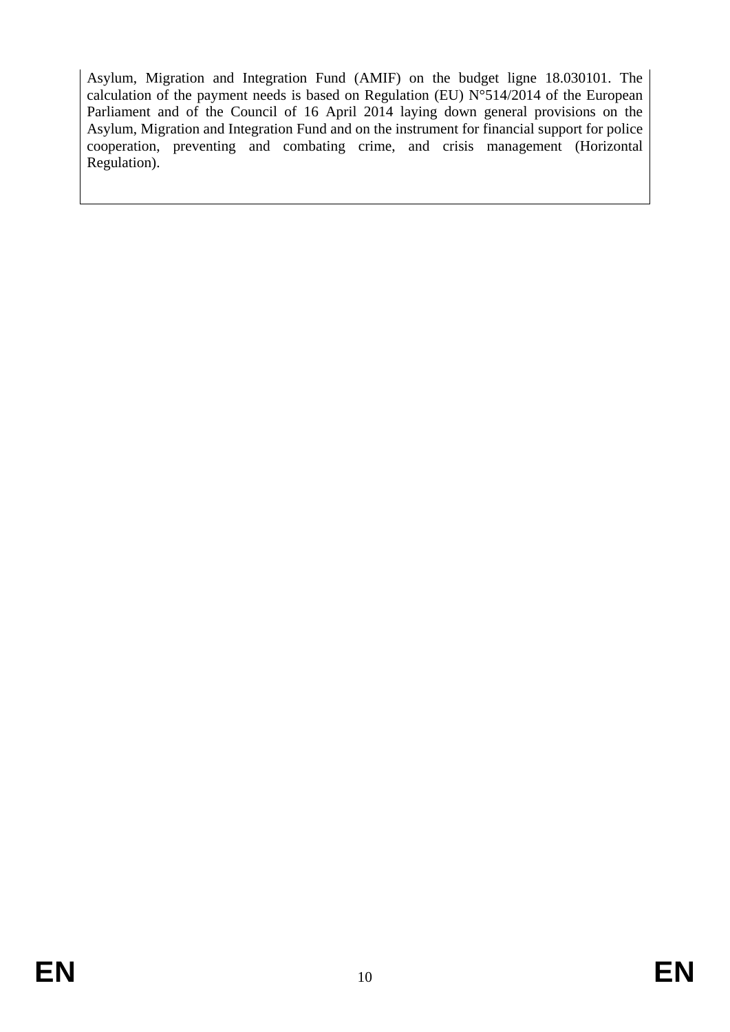Asylum, Migration and Integration Fund (AMIF) on the budget ligne 18.030101. The calculation of the payment needs is based on Regulation (EU) N°514/2014 of the European Parliament and of the Council of 16 April 2014 laying down general provisions on the Asylum, Migration and Integration Fund and on the instrument for financial support for police cooperation, preventing and combating crime, and crisis management (Horizontal Regulation).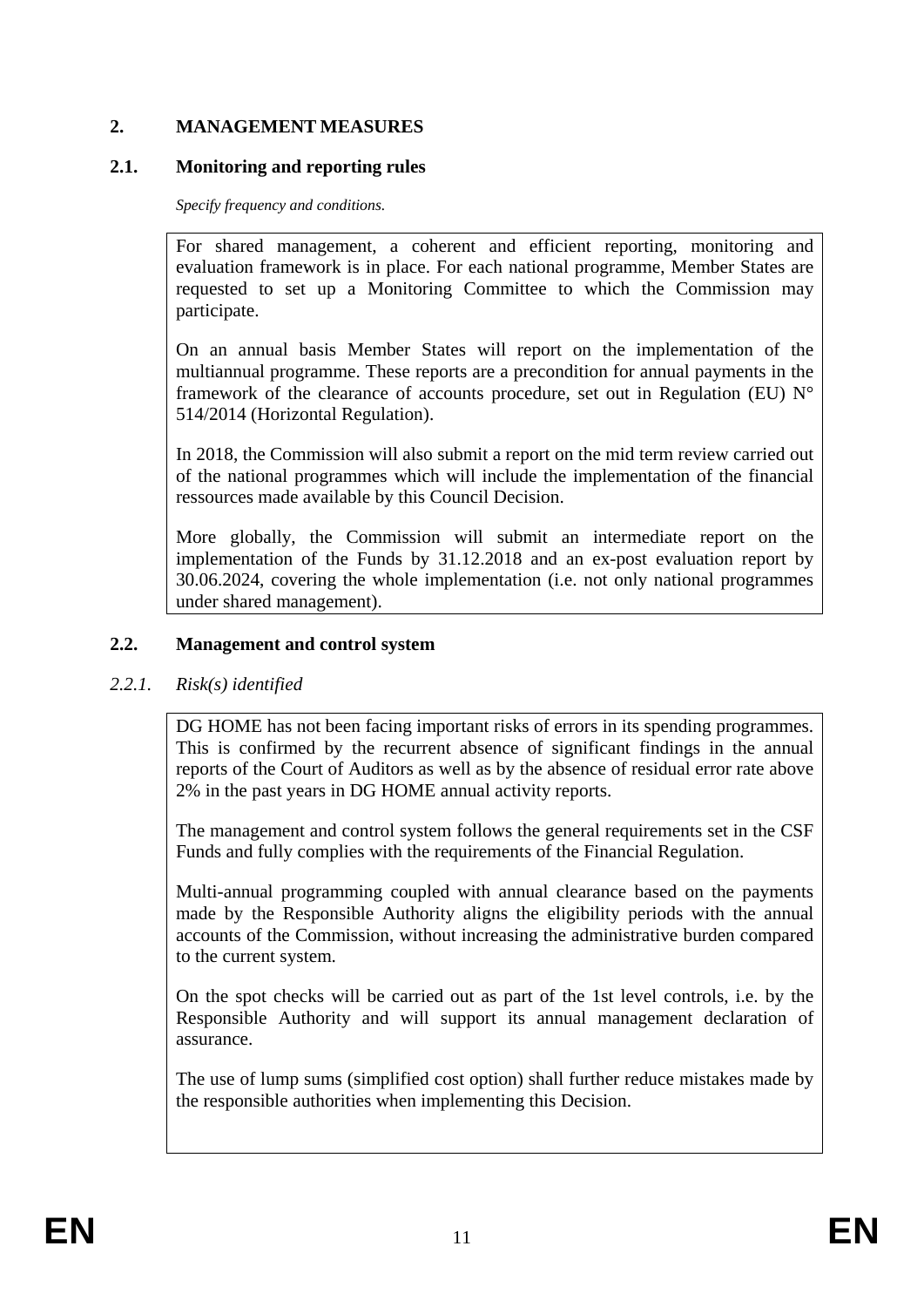## 2. MANAGEMENT MEASURES

### 2.1. Monitoring and reporting rules

*Specify frequency and conditions.*

For shared management, a coherent and efficient reporting, monitoring and evaluation framework is in place. For each national programme, Member States are requested to set up a Monitoring Committee to which the Commission may participate.

On an annual basis Member States will report on the implementation of the multiannual programme. These reports are a precondition for annual payments in the framework of the clearance of accounts procedure, set out in Regulation (EU) N° 514/2014 (Horizontal Regulation).

In 2018, the Commission will also submit a report on the mid term review carried out of the national programmes which will include the implementation of the financial ressources made available by this Council Decision.

More globally, the Commission will submit an intermediate report on the implementation of the Funds by 31.12.2018 and an ex-post evaluation report by 30.06.2024, covering the whole implementation (i.e. not only national programmes under shared management).

### 2.2. Management and control system

#### *2.2.1. Risk(s) identified*

DG HOME has not been facing important risks of errors in its spending programmes. This is confirmed by the recurrent absence of significant findings in the annual reports of the Court of Auditors as well as by the absence of residual error rate above 2% in the past years in DG HOME annual activity reports.

The management and control system follows the general requirements set in the CSF Funds and fully complies with the requirements of the Financial Regulation.

Multi-annual programming coupled with annual clearance based on the payments made by the Responsible Authority aligns the eligibility periods with the annual accounts of the Commission, without increasing the administrative burden compared to the current system.

On the spot checks will be carried out as part of the 1st level controls, i.e. by the Responsible Authority and will support its annual management declaration of assurance.

The use of lump sums (simplified cost option) shall further reduce mistakes made by the responsible authorities when implementing this Decision.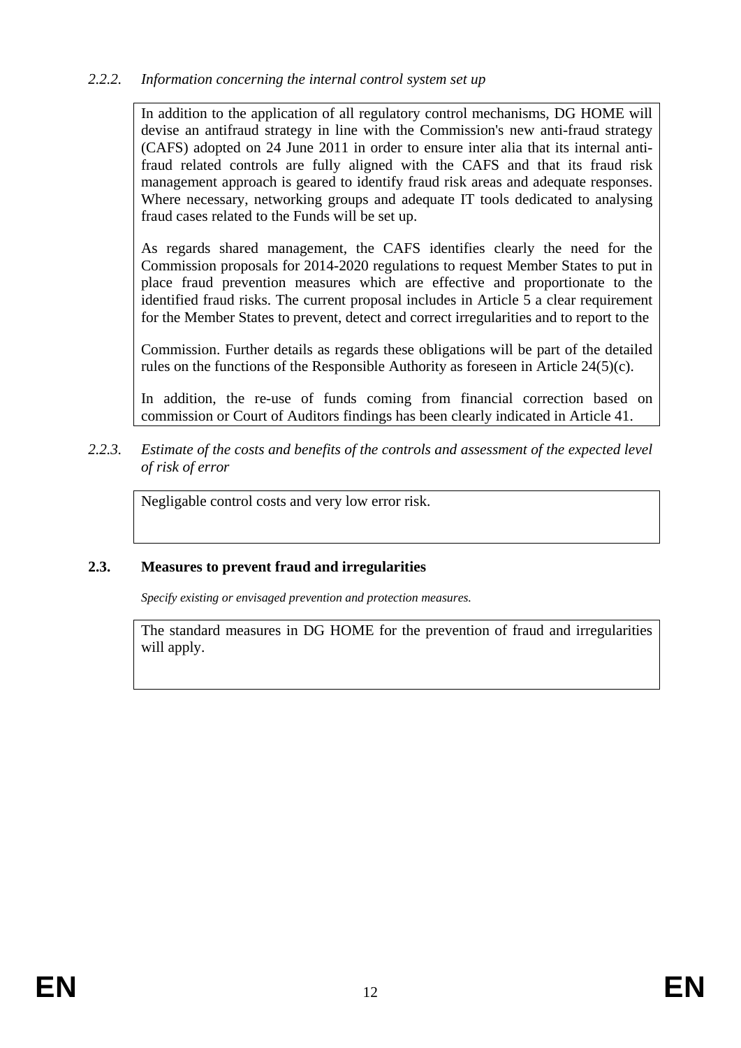### *2.2.2. Information concerning the internal control system set up*

In addition to the application of all regulatory control mechanisms, DG HOME will devise an antifraud strategy in line with the Commission's new anti-fraud strategy (CAFS) adopted on 24 June 2011 in order to ensure inter alia that its internal anti-fraud related controls are fully aligned with the CAFS and that its fraud risk management approach is geared to identify fraud risk areas and adequate responses. Where necessary, networking groups and adequate IT tools dedicated to analysing fraud cases related to the Funds will be set up.

As regards shared management, the CAFS identifies clearly the need for the Commission proposals for 2014-2020 regulations to request Member States to put in place fraud prevention measures which are effective and proportionate to the identified fraud risks. The current proposal includes in Article 5 a clear requirement for the Member States to prevent, detect and correct irregularities and to report to the Commission. Further details as regards these obligations will be part of the detailed rules on the functions of the Responsible Authority as foreseen in Article 24(5)(c).

In addition, the re-use of funds coming from financial correction based on commission or Court of Auditors findings has been clearly indicated in Article 41.

### *2.2.3. Estimate of the costs and benefits of the controls and assessment of the expected level of risk of error*

Negligable control costs and very low error risk.

## 2.3. Measures to prevent fraud and irregularities

*Specify existing or envisaged prevention and protection measures.*

The standard measures in DG HOME for the prevention of fraud and irregularities will apply.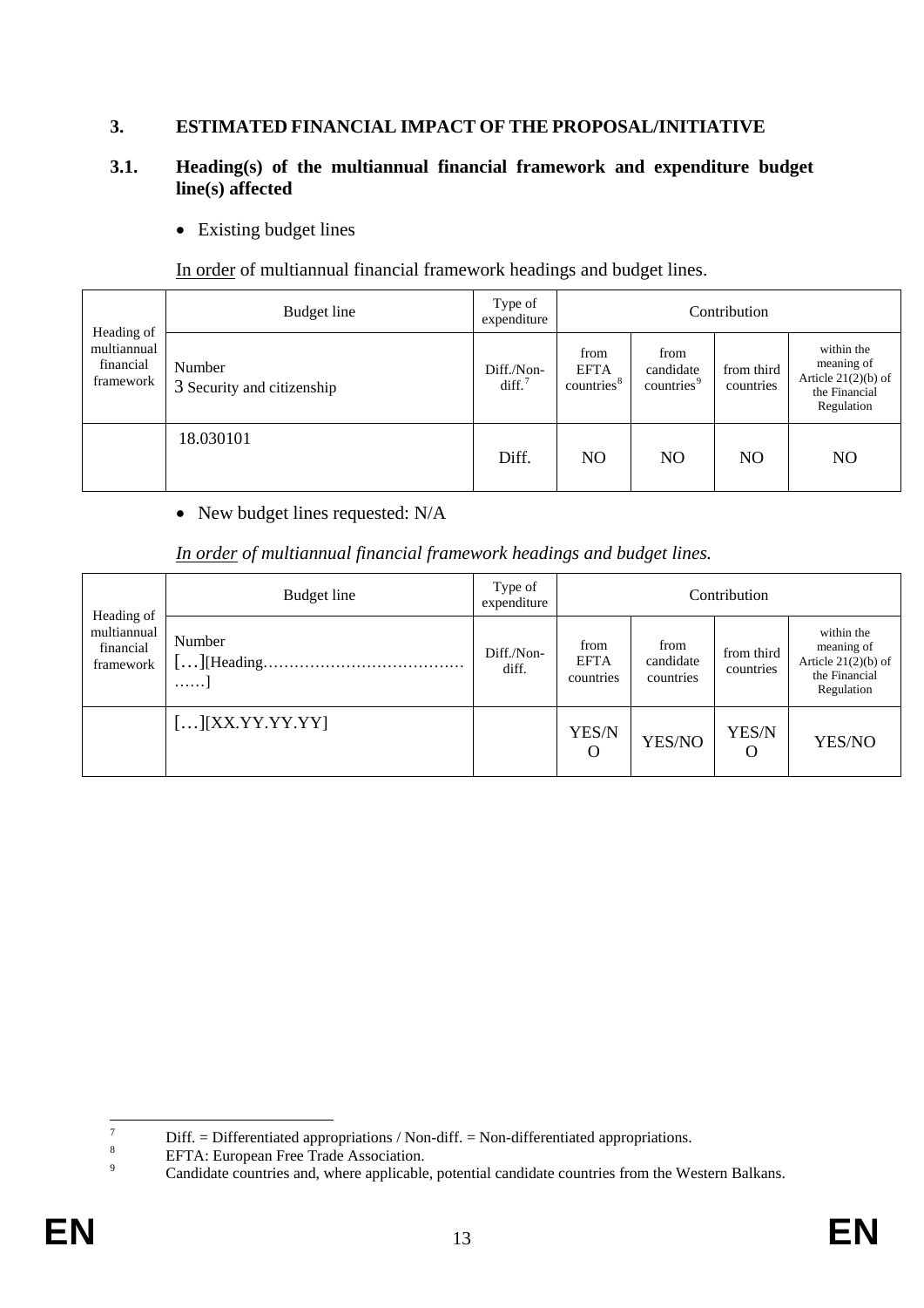## 3. ESTIMATED FINANCIAL IMPACT OF THE PROPOSAL/INITIATIVE

### 3.1. Heading(s) of the multiannual financial framework and expenditure budget line(s) affected

- Existing budget lines

In order of multiannual financial framework headings and budget lines.

| Heading of multiannual financial framework | Budget line | Type of expenditure | Contribution | | | |
|---|---|---|---|---|---|---|
| | Number 3 Security and citizenship | Diff./Non-diff.[7] | from EFTA countries[8] | from candidate countries[9] | from third countries | within the meaning of Article 21(2)(b) of the Financial Regulation |
| | 18.030101 | Diff. | NO | NO | NO | NO |

- New budget lines requested: N/A

*In order of multiannual financial framework headings and budget lines.*

| Heading of multiannual financial framework | Budget line | Type of expenditure | Contribution | | | |
|---|---|---|---|---|---|---|
| | Number […][Heading………………………………………] | Diff./Non-diff. | from EFTA countries | from candidate countries | from third countries | within the meaning of Article 21(2)(b) of the Financial Regulation |
| | […][XX.YY.YY.YY] | | YES/NO | YES/NO | YES/NO | YES/NO |

---

[7] Diff. = Differentiated appropriations / Non-diff. = Non-differentiated appropriations.

[8] EFTA: European Free Trade Association.

[9] Candidate countries and, where applicable, potential candidate countries from the Western Balkans.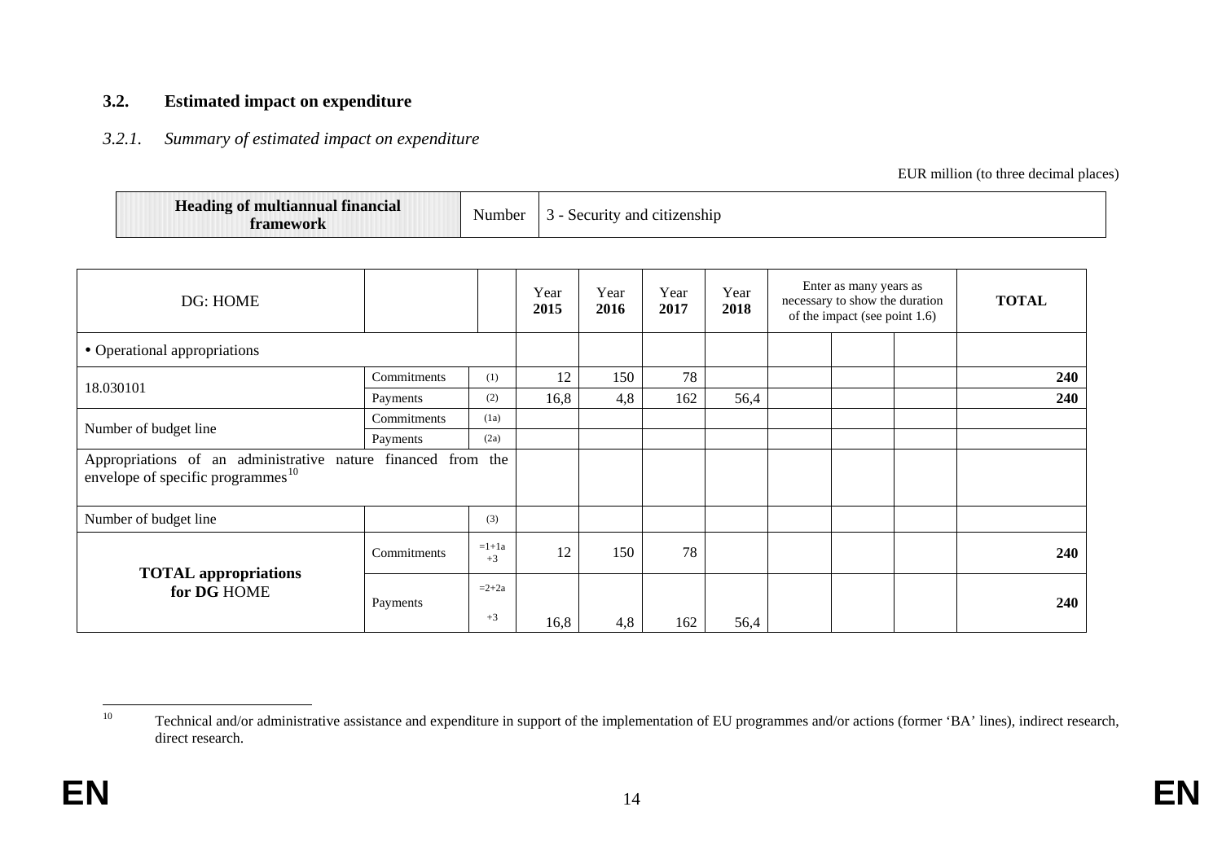### 3.2. Estimated impact on expenditure

#### *3.2.1. Summary of estimated impact on expenditure*

EUR million (to three decimal places)

| Heading of multiannual financial framework | Number | 3 - Security and citizenship |
|---|---|---|

| DG: HOME | | | Year **2015** | Year **2016** | Year **2017** | Year **2018** | Enter as many years as necessary to show the duration of the impact (see point 1.6) | | | **TOTAL** |
|---|---|---|---|---|---|---|---|---|---|---|
| • Operational appropriations | | | | | | | | | | |
| 18.030101 | Commitments | (1) | 12 | 150 | 78 | | | | | **240** |
| | Payments | (2) | 16,8 | 4,8 | 162 | 56,4 | | | | **240** |
| Number of budget line | Commitments | (1a) | | | | | | | | |
| | Payments | (2a) | | | | | | | | |
| Appropriations of an administrative nature financed from the envelope of specific programmes[10] | | | | | | | | | | |
| Number of budget line | | (3) | | | | | | | | |
| **TOTAL appropriations for DG** HOME | Commitments | =1+1a +3 | 12 | 150 | 78 | | | | | **240** |
| | Payments | =2+2a +3 | 16,8 | 4,8 | 162 | 56,4 | | | | **240** |

[10] Technical and/or administrative assistance and expenditure in support of the implementation of EU programmes and/or actions (former 'BA' lines), indirect research, direct research.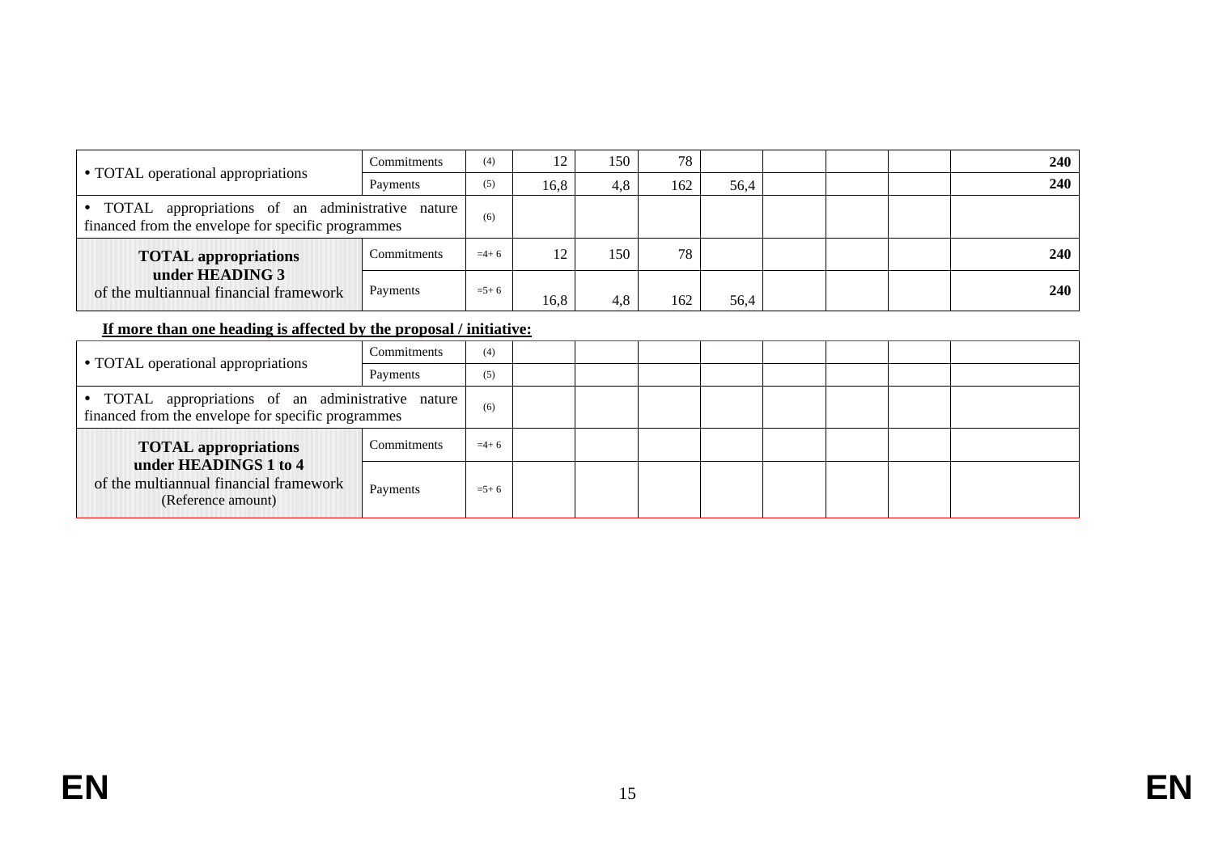| | | | | | | | | | | |
|---|---|---|---|---|---|---|---|---|---|---|
| • TOTAL operational appropriations | Commitments | (4) | 12 | 150 | 78 | | | | | **240** |
| | Payments | (5) | 16,8 | 4,8 | 162 | 56,4 | | | | **240** |
| • TOTAL appropriations of an administrative nature financed from the envelope for specific programmes | | (6) | | | | | | | | |
| **TOTAL appropriations under HEADING 3** of the multiannual financial framework | Commitments | =4+ 6 | 12 | 150 | 78 | | | | | **240** |
| | Payments | =5+ 6 | 16,8 | 4,8 | 162 | 56,4 | | | | **240** |

**If more than one heading is affected by the proposal / initiative:**

| | | | | | | | | | | |
|---|---|---|---|---|---|---|---|---|---|---|
| • TOTAL operational appropriations | Commitments | (4) | | | | | | | | |
| | Payments | (5) | | | | | | | | |
| • TOTAL appropriations of an administrative nature financed from the envelope for specific programmes | | (6) | | | | | | | | |
| **TOTAL appropriations under HEADINGS 1 to 4** of the multiannual financial framework (Reference amount) | Commitments | =4+ 6 | | | | | | | | |
| | Payments | =5+ 6 | | | | | | | | |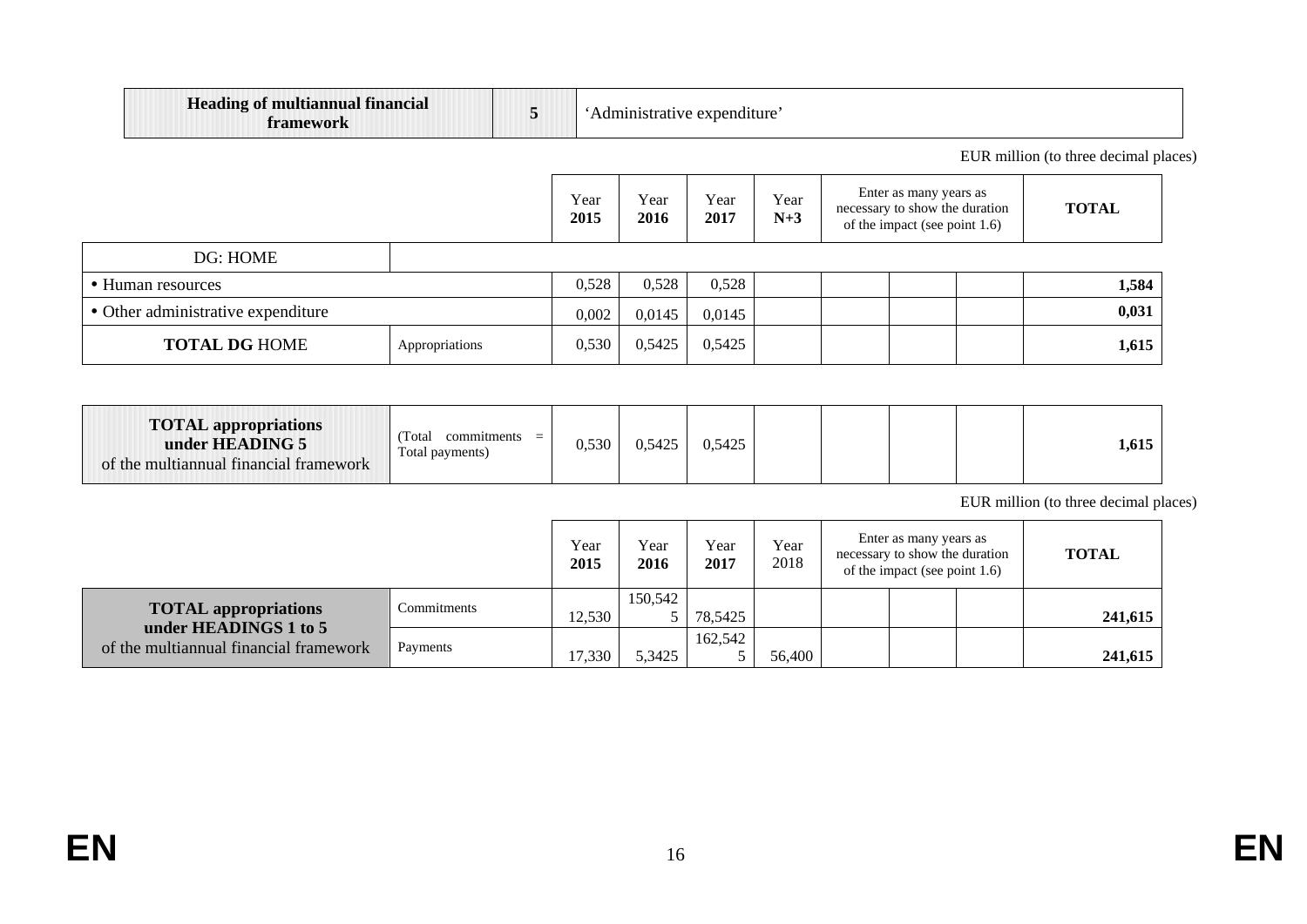| Heading of multiannual financial framework | 5 | 'Administrative expenditure' |
|---|---|---|

EUR million (to three decimal places)

| | | Year **2015** | Year **2016** | Year **2017** | Year **N+3** | Enter as many years as necessary to show the duration of the impact (see point 1.6) | | | **TOTAL** |
|---|---|---|---|---|---|---|---|---|---|
| DG: HOME | | | | | | | | | |
| • Human resources | | 0,528 | 0,528 | 0,528 | | | | | **1,584** |
| • Other administrative expenditure | | 0,002 | 0,0145 | 0,0145 | | | | | **0,031** |
| **TOTAL DG** HOME | Appropriations | 0,530 | 0,5425 | 0,5425 | | | | | **1,615** |

| | | | | | | | | | |
|---|---|---|---|---|---|---|---|---|---|
| **TOTAL appropriations under HEADING 5** of the multiannual financial framework | (Total commitments = Total payments) | 0,530 | 0,5425 | 0,5425 | | | | | **1,615** |

EUR million (to three decimal places)

| | | Year **2015** | Year **2016** | Year **2017** | Year 2018 | Enter as many years as necessary to show the duration of the impact (see point 1.6) | | | **TOTAL** |
|---|---|---|---|---|---|---|---|---|---|
| **TOTAL appropriations under HEADINGS 1 to 5** of the multiannual financial framework | Commitments | 12,530 | 150,5425 | 78,5425 | | | | | **241,615** |
| | Payments | 17,330 | 5,3425 | 162,5425 | 56,400 | | | | **241,615** |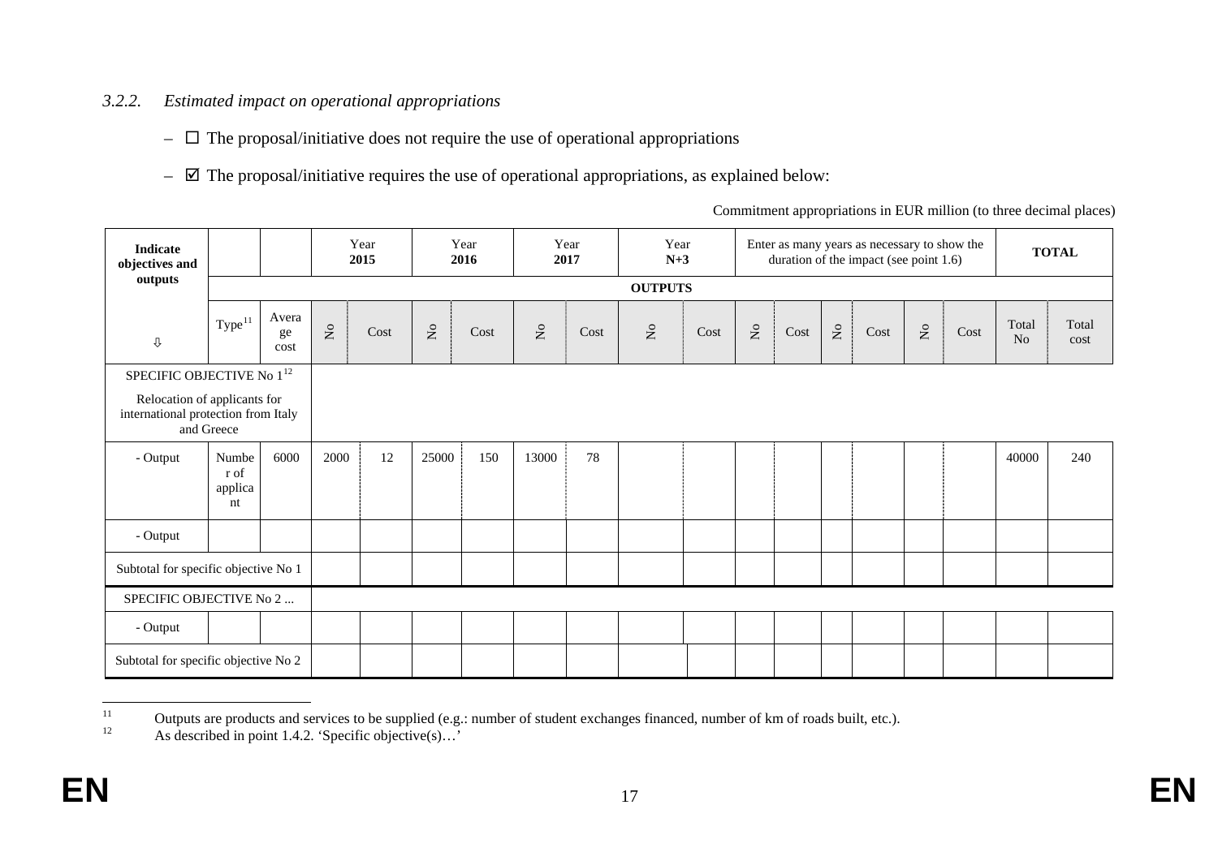### *3.2.2. Estimated impact on operational appropriations*

- ☐ The proposal/initiative does not require the use of operational appropriations
- ☑ The proposal/initiative requires the use of operational appropriations, as explained below:

Commitment appropriations in EUR million (to three decimal places)

| **Indicate objectives and outputs** | | | Year **2015** | | Year **2016** | | Year **2017** | | Year **N+3** | | Enter as many years as necessary to show the duration of the impact (see point 1.6) | | | | | | **TOTAL** | |
|---|---|---|---|---|---|---|---|---|---|---|---|---|---|---|---|---|---|---|
| | **OUTPUTS** | | | | | | | | | | | | | | | | | |
| ⇩ | Type[11] | Average cost | No | Cost | No | Cost | No | Cost | No | Cost | No | Cost | No | Cost | No | Cost | Total No | Total cost |
| SPECIFIC OBJECTIVE No 1[12] Relocation of applicants for international protection from Italy and Greece | | | | | | | | | | | | | | | | | | |
| - Output | Number of applicant | 6000 | 2000 | 12 | 25000 | 150 | 13000 | 78 | | | | | | | | | 40000 | 240 |
| - Output | | | | | | | | | | | | | | | | | | |
| Subtotal for specific objective No 1 | | | | | | | | | | | | | | | | | | |
| SPECIFIC OBJECTIVE No 2 ... | | | | | | | | | | | | | | | | | | |
| - Output | | | | | | | | | | | | | | | | | | |
| Subtotal for specific objective No 2 | | | | | | | | | | | | | | | | | | |

[11] Outputs are products and services to be supplied (e.g.: number of student exchanges financed, number of km of roads built, etc.).

[12] As described in point 1.4.2. 'Specific objective(s)…'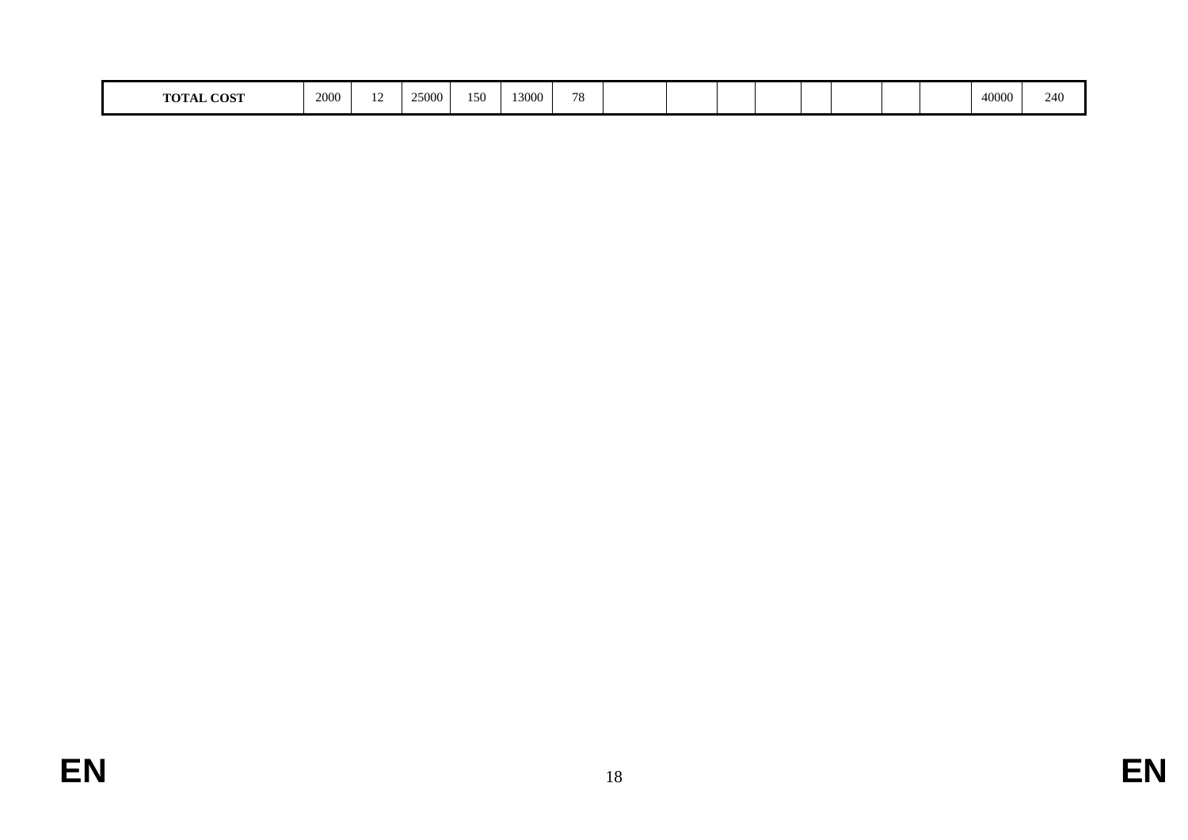| TOTAL COST | 2000 | 12 | 25000 | 150 | 13000 | 78 | | | | | | | | | 40000 | 240 |
|---|---|---|---|---|---|---|---|---|---|---|---|---|---|---|---|---|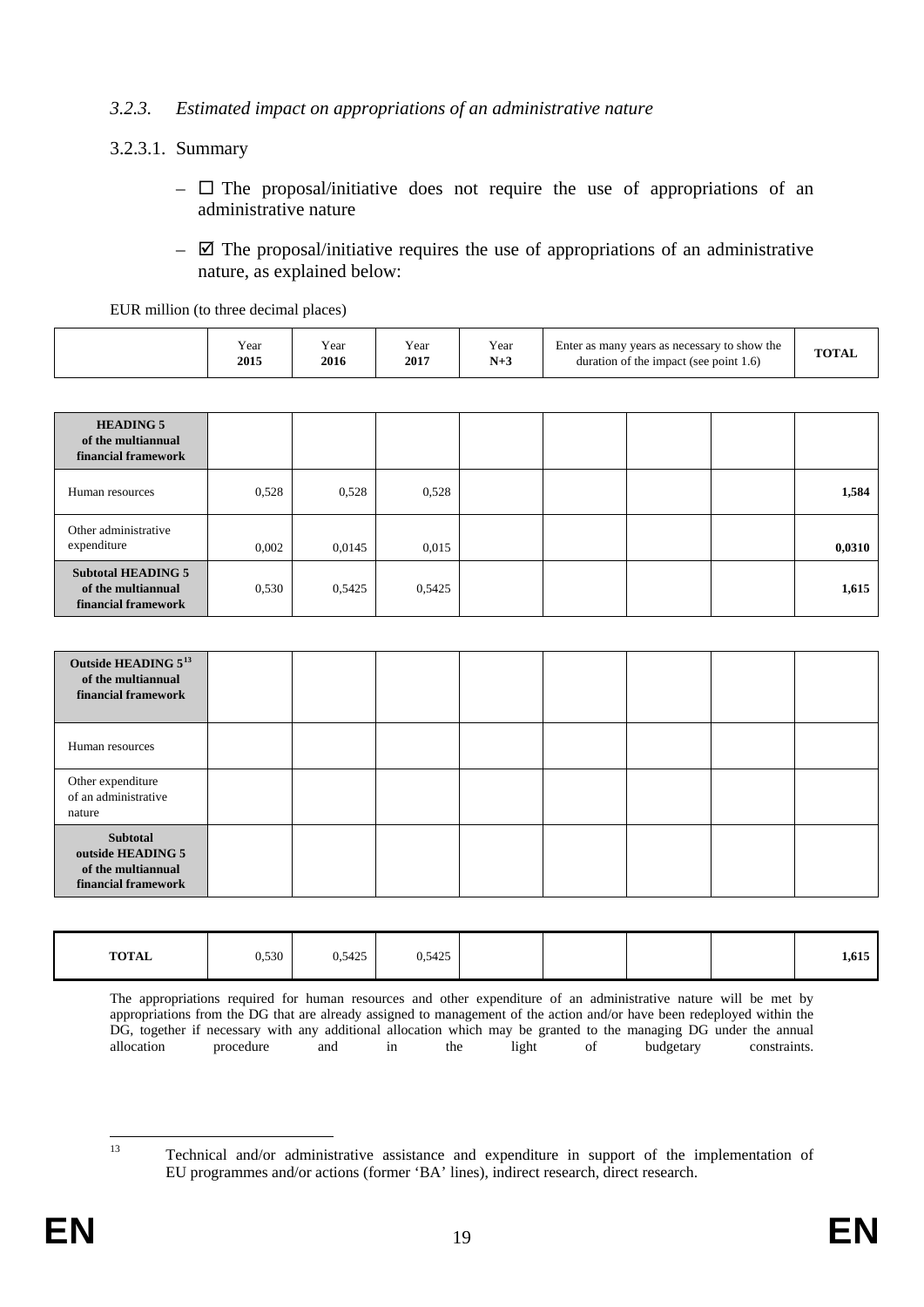### *3.2.3. Estimated impact on appropriations of an administrative nature*

3.2.3.1. Summary

- ☐ The proposal/initiative does not require the use of appropriations of an administrative nature
- ☑ The proposal/initiative requires the use of appropriations of an administrative nature, as explained below:

EUR million (to three decimal places)

| | Year **2015** | Year **2016** | Year **2017** | Year **N+3** | Enter as many years as necessary to show the duration of the impact (see point 1.6) | | | **TOTAL** |
|---|---|---|---|---|---|---|---|---|
| **HEADING 5 of the multiannual financial framework** | | | | | | | | |
| Human resources | 0,528 | 0,528 | 0,528 | | | | | **1,584** |
| Other administrative expenditure | 0,002 | 0,0145 | 0,015 | | | | | **0,0310** |
| **Subtotal HEADING 5 of the multiannual financial framework** | 0,530 | 0,5425 | 0,5425 | | | | | **1,615** |
| **Outside HEADING 5[13] of the multiannual financial framework** | | | | | | | | |
| Human resources | | | | | | | | |
| Other expenditure of an administrative nature | | | | | | | | |
| **Subtotal outside HEADING 5 of the multiannual financial framework** | | | | | | | | |
| **TOTAL** | 0,530 | 0,5425 | 0,5425 | | | | | **1,615** |

The appropriations required for human resources and other expenditure of an administrative nature will be met by appropriations from the DG that are already assigned to management of the action and/or have been redeployed within the DG, together if necessary with any additional allocation which may be granted to the managing DG under the annual allocation procedure and in the light of budgetary constraints.

[13] Technical and/or administrative assistance and expenditure in support of the implementation of EU programmes and/or actions (former 'BA' lines), indirect research, direct research.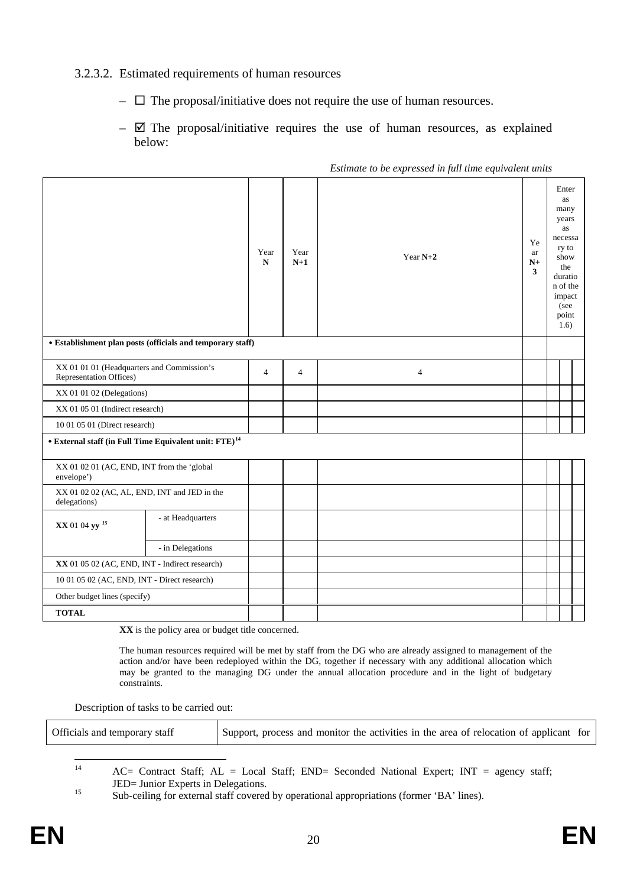3.2.3.2. Estimated requirements of human resources

– ☐ The proposal/initiative does not require the use of human resources.

– ☑ The proposal/initiative requires the use of human resources, as explained below:

*Estimate to be expressed in full time equivalent units*

| | | Year **N** | Year **N+1** | Year **N+2** | Year **N+3** | Enter as many years as necessary to show the duration of the impact (see point 1.6) | | |
|---|---|---|---|---|---|---|---|---|
| **• Establishment plan posts (officials and temporary staff)** | | | | | | | | |
| XX 01 01 01 (Headquarters and Commission's Representation Offices) | | 4 | 4 | 4 | | | | |
| XX 01 01 02 (Delegations) | | | | | | | | |
| XX 01 05 01 (Indirect research) | | | | | | | | |
| 10 01 05 01 (Direct research) | | | | | | | | |
| **• External staff (in Full Time Equivalent unit: FTE)**[14] | | | | | | | | |
| XX 01 02 01 (AC, END, INT from the 'global envelope') | | | | | | | | |
| XX 01 02 02 (AC, AL, END, INT and JED in the delegations) | | | | | | | | |
| **XX** 01 04 **yy** [15] | - at Headquarters | | | | | | | |
| | - in Delegations | | | | | | | |
| **XX** 01 05 02 (AC, END, INT - Indirect research) | | | | | | | | |
| 10 01 05 02 (AC, END, INT - Direct research) | | | | | | | | |
| Other budget lines (specify) | | | | | | | | |
| **TOTAL** | | | | | | | | |

**XX** is the policy area or budget title concerned.

The human resources required will be met by staff from the DG who are already assigned to management of the action and/or have been redeployed within the DG, together if necessary with any additional allocation which may be granted to the managing DG under the annual allocation procedure and in the light of budgetary constraints.

Description of tasks to be carried out:

| Officials and temporary staff | Support, process and monitor the activities in the area of relocation of applicant for |
|---|---|

[14] AC= Contract Staff; AL = Local Staff; END= Seconded National Expert; INT = agency staff; JED= Junior Experts in Delegations.

[15] Sub-ceiling for external staff covered by operational appropriations (former 'BA' lines).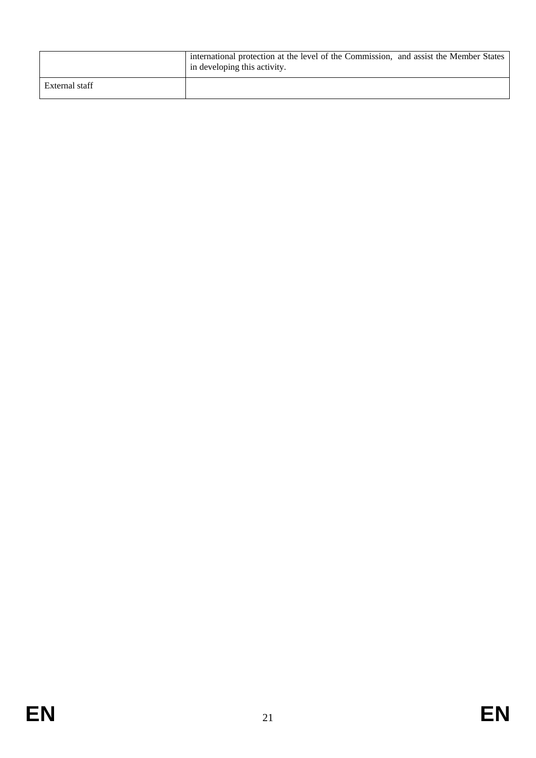| | |
|---|---|
| | international protection at the level of the Commission, and assist the Member States in developing this activity. |
| External staff | |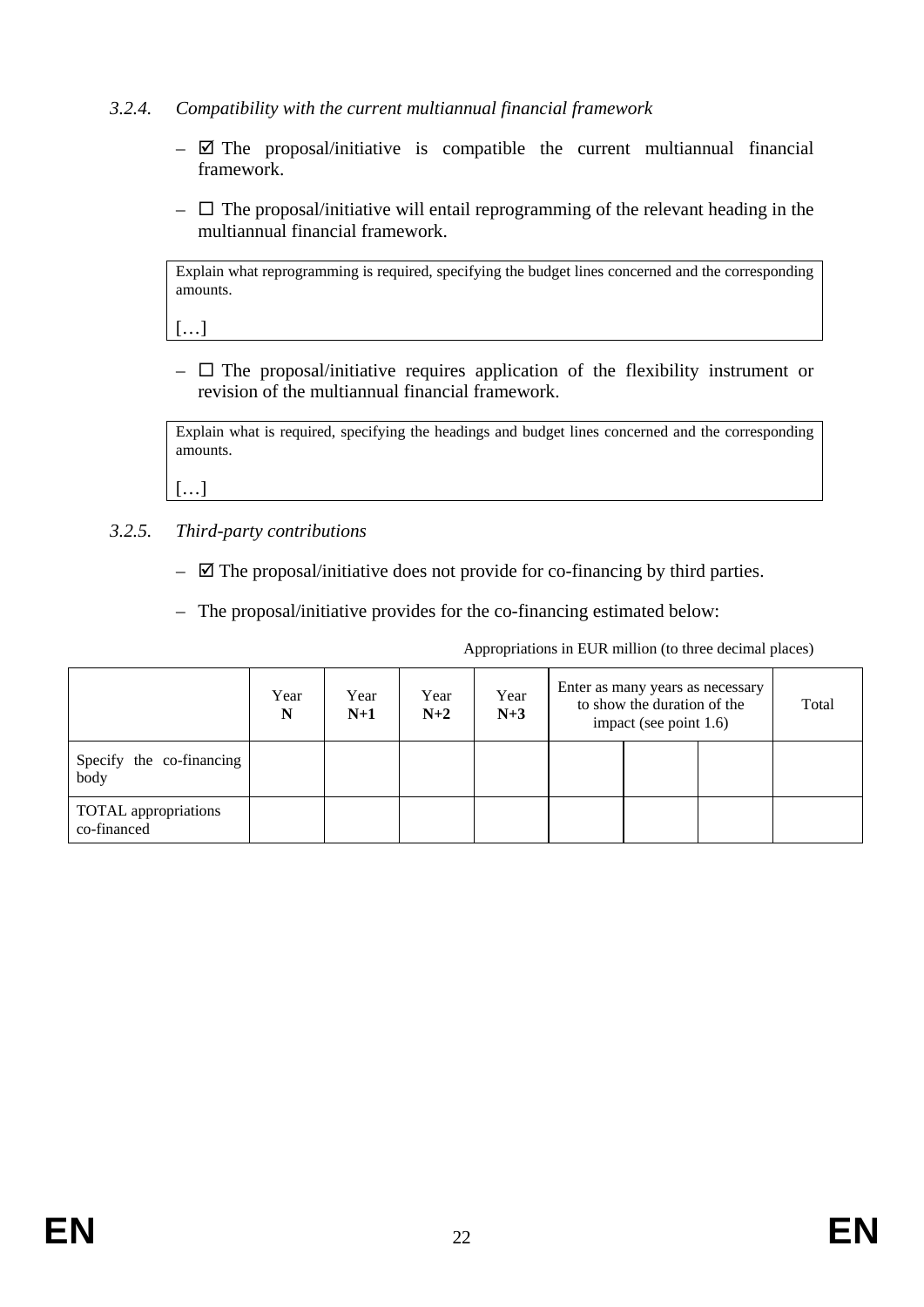### *3.2.4. Compatibility with the current multiannual financial framework*

- ☑ The proposal/initiative is compatible the current multiannual financial framework.
- ☐ The proposal/initiative will entail reprogramming of the relevant heading in the multiannual financial framework.

> Explain what reprogramming is required, specifying the budget lines concerned and the corresponding amounts.
>
> […]

- ☐ The proposal/initiative requires application of the flexibility instrument or revision of the multiannual financial framework.

> Explain what is required, specifying the headings and budget lines concerned and the corresponding amounts.
>
> […]

### *3.2.5. Third-party contributions*

- ☑ The proposal/initiative does not provide for co-financing by third parties.
- The proposal/initiative provides for the co-financing estimated below:

Appropriations in EUR million (to three decimal places)

| | Year **N** | Year **N+1** | Year **N+2** | Year **N+3** | Enter as many years as necessary to show the duration of the impact (see point 1.6) | | | Total |
|---|---|---|---|---|---|---|---|---|
| Specify the co-financing body | | | | | | | | |
| TOTAL appropriations co-financed | | | | | | | | |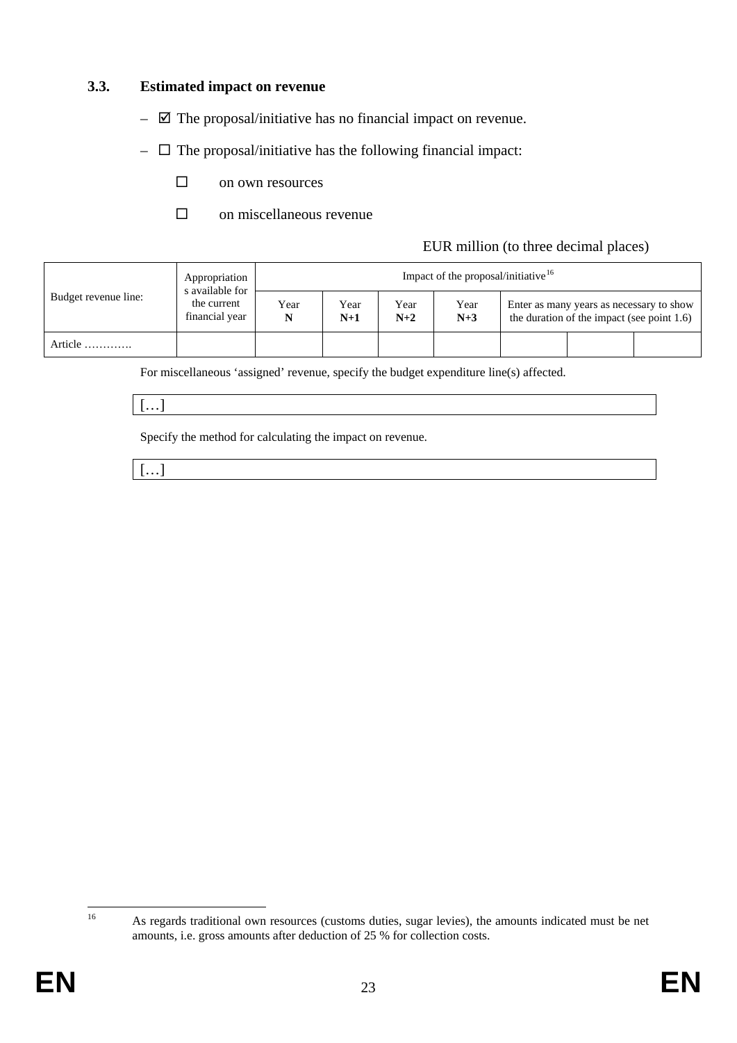### 3.3. Estimated impact on revenue

- ☑ The proposal/initiative has no financial impact on revenue.
- ☐ The proposal/initiative has the following financial impact:
  - ☐ on own resources
  - ☐ on miscellaneous revenue

EUR million (to three decimal places)

| Budget revenue line: | Appropriations available for the current financial year | Impact of the proposal/initiative[16] | | | | | | |
|---|---|---|---|---|---|---|---|---|
| | | Year **N** | Year **N+1** | Year **N+2** | Year **N+3** | Enter as many years as necessary to show the duration of the impact (see point 1.6) | | |
| Article …………. | | | | | | | | |

For miscellaneous 'assigned' revenue, specify the budget expenditure line(s) affected.

[…]

Specify the method for calculating the impact on revenue.

[…]

[16] As regards traditional own resources (customs duties, sugar levies), the amounts indicated must be net amounts, i.e. gross amounts after deduction of 25 % for collection costs.